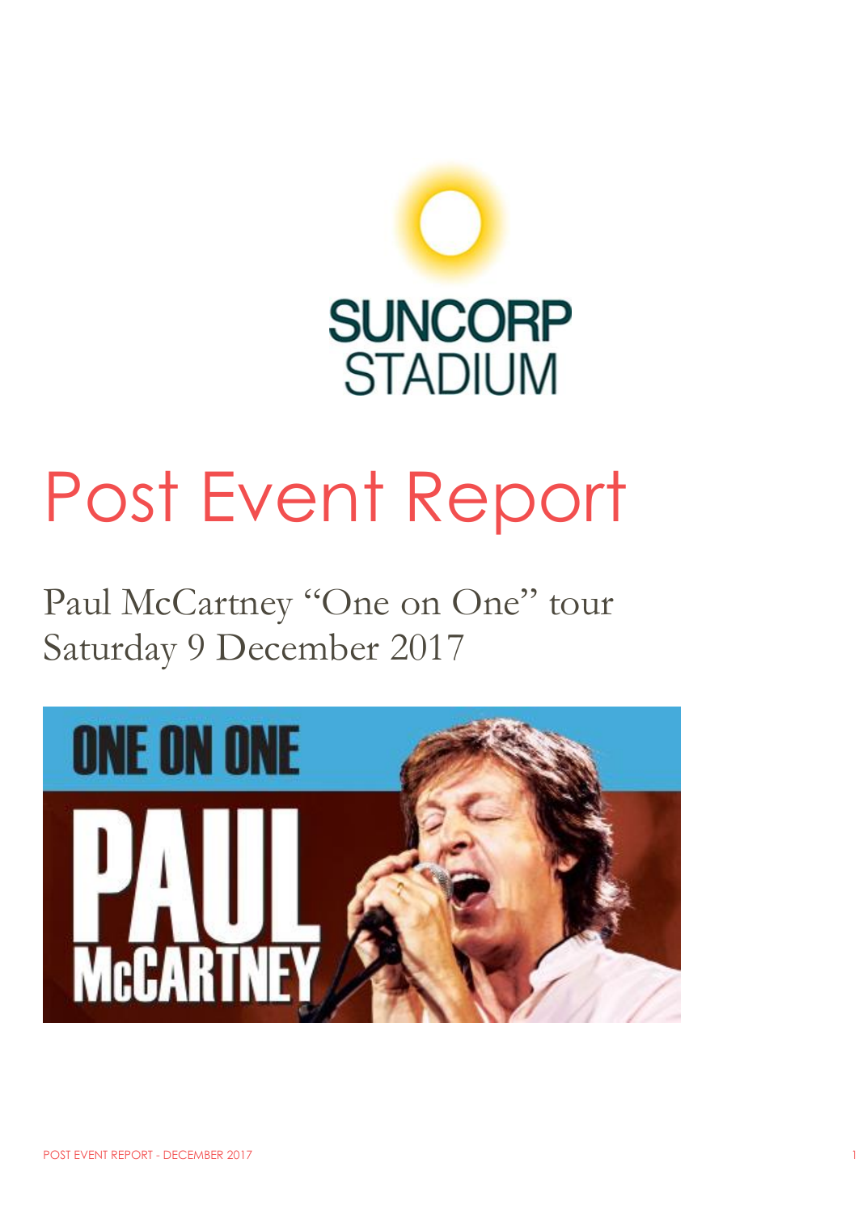SUNCORP STADIUM

# Post Event Report

Paul McCartney “One on One” tour
Saturday 9 December 2017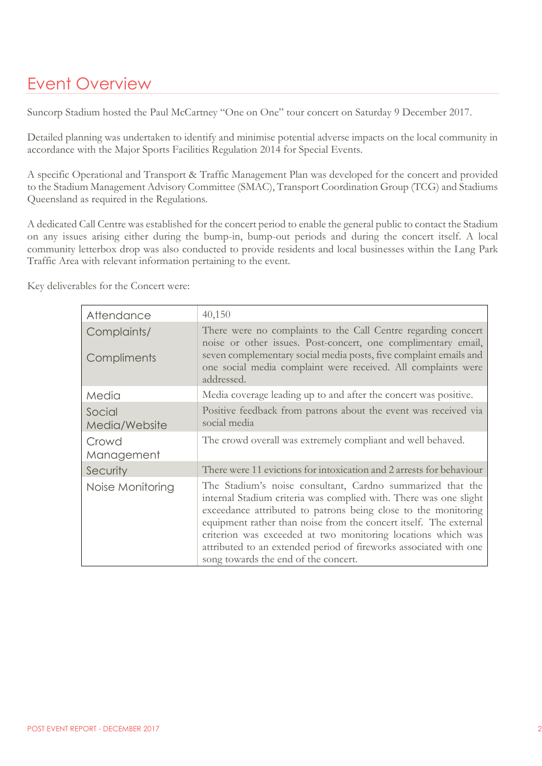# Event Overview

Suncorp Stadium hosted the Paul McCartney "One on One" tour concert on Saturday 9 December 2017.

Detailed planning was undertaken to identify and minimise potential adverse impacts on the local community in accordance with the Major Sports Facilities Regulation 2014 for Special Events.

A specific Operational and Transport & Traffic Management Plan was developed for the concert and provided to the Stadium Management Advisory Committee (SMAC), Transport Coordination Group (TCG) and Stadiums Queensland as required in the Regulations.

A dedicated Call Centre was established for the concert period to enable the general public to contact the Stadium on any issues arising either during the bump-in, bump-out periods and during the concert itself. A local community letterbox drop was also conducted to provide residents and local businesses within the Lang Park Traffic Area with relevant information pertaining to the event.

Key deliverables for the Concert were:

| | |
|---|---|
| Attendance | 40,150 |
| Complaints/ Compliments | There were no complaints to the Call Centre regarding concert noise or other issues. Post-concert, one complimentary email, seven complementary social media posts, five complaint emails and one social media complaint were received. All complaints were addressed. |
| Media | Media coverage leading up to and after the concert was positive. |
| Social Media/Website | Positive feedback from patrons about the event was received via social media |
| Crowd Management | The crowd overall was extremely compliant and well behaved. |
| Security | There were 11 evictions for intoxication and 2 arrests for behaviour |
| Noise Monitoring | The Stadium's noise consultant, Cardno summarized that the internal Stadium criteria was complied with. There was one slight exceedance attributed to patrons being close to the monitoring equipment rather than noise from the concert itself. The external criterion was exceeded at two monitoring locations which was attributed to an extended period of fireworks associated with one song towards the end of the concert. |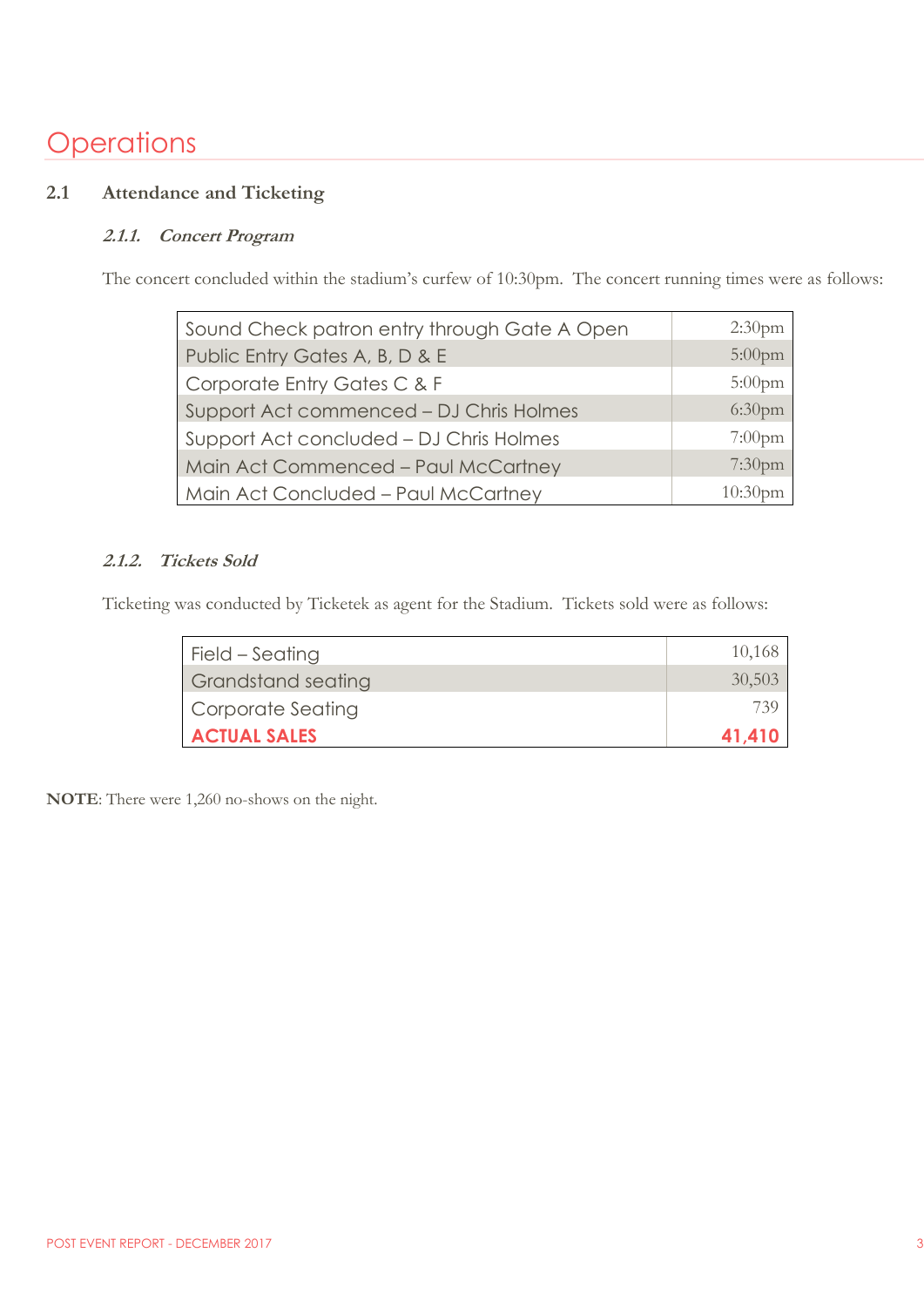# Operations

## 2.1 Attendance and Ticketing

### *2.1.1. Concert Program*

The concert concluded within the stadium's curfew of 10:30pm. The concert running times were as follows:

| | |
|---|---|
| Sound Check patron entry through Gate A Open | 2:30pm |
| Public Entry Gates A, B, D & E | 5:00pm |
| Corporate Entry Gates C & F | 5:00pm |
| Support Act commenced – DJ Chris Holmes | 6:30pm |
| Support Act concluded – DJ Chris Holmes | 7:00pm |
| Main Act Commenced – Paul McCartney | 7:30pm |
| Main Act Concluded – Paul McCartney | 10:30pm |

### *2.1.2. Tickets Sold*

Ticketing was conducted by Ticketek as agent for the Stadium. Tickets sold were as follows:

| | |
|---|---|
| Field – Seating | 10,168 |
| Grandstand seating | 30,503 |
| Corporate Seating | 739 |
| **ACTUAL SALES** | **41,410** |

**NOTE**: There were 1,260 no-shows on the night.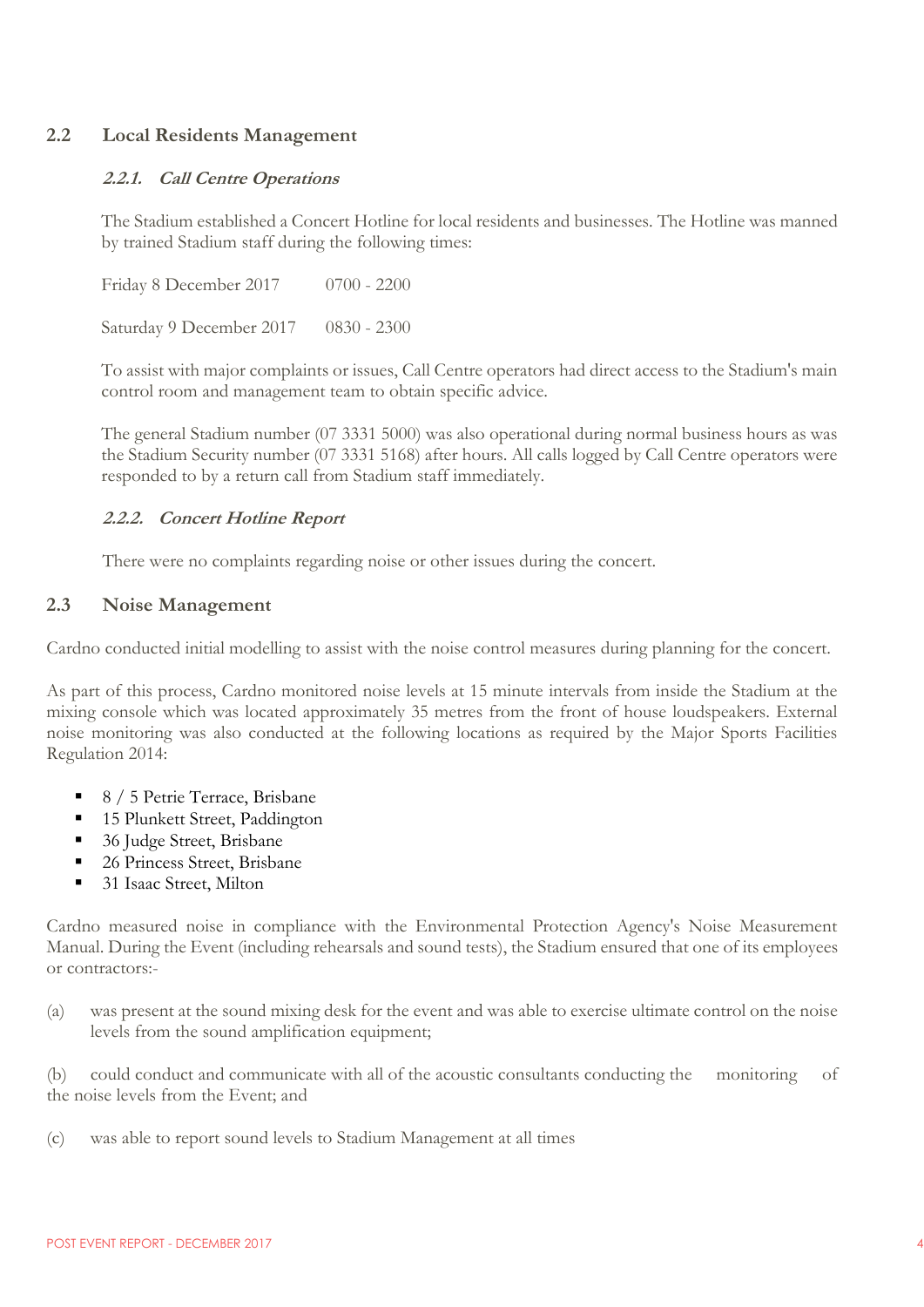## 2.2 Local Residents Management

### *2.2.1. Call Centre Operations*

The Stadium established a Concert Hotline for local residents and businesses. The Hotline was manned by trained Stadium staff during the following times:

Friday 8 December 2017 0700 - 2200

Saturday 9 December 2017 0830 - 2300

To assist with major complaints or issues, Call Centre operators had direct access to the Stadium's main control room and management team to obtain specific advice.

The general Stadium number (07 3331 5000) was also operational during normal business hours as was the Stadium Security number (07 3331 5168) after hours. All calls logged by Call Centre operators were responded to by a return call from Stadium staff immediately.

### *2.2.2. Concert Hotline Report*

There were no complaints regarding noise or other issues during the concert.

## 2.3 Noise Management

Cardno conducted initial modelling to assist with the noise control measures during planning for the concert.

As part of this process, Cardno monitored noise levels at 15 minute intervals from inside the Stadium at the mixing console which was located approximately 35 metres from the front of house loudspeakers. External noise monitoring was also conducted at the following locations as required by the Major Sports Facilities Regulation 2014:

- 8 / 5 Petrie Terrace, Brisbane
- 15 Plunkett Street, Paddington
- 36 Judge Street, Brisbane
- 26 Princess Street, Brisbane
- 31 Isaac Street, Milton

Cardno measured noise in compliance with the Environmental Protection Agency's Noise Measurement Manual. During the Event (including rehearsals and sound tests), the Stadium ensured that one of its employees or contractors:-

(a) was present at the sound mixing desk for the event and was able to exercise ultimate control on the noise levels from the sound amplification equipment;

(b) could conduct and communicate with all of the acoustic consultants conducting the monitoring of the noise levels from the Event; and

(c) was able to report sound levels to Stadium Management at all times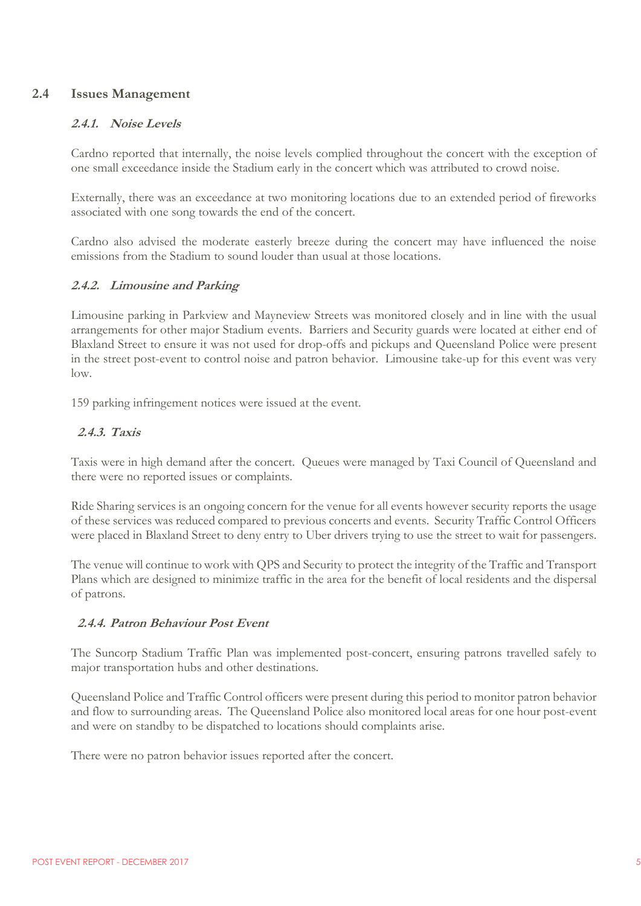## 2.4 Issues Management

### *2.4.1. Noise Levels*

Cardno reported that internally, the noise levels complied throughout the concert with the exception of one small exceedance inside the Stadium early in the concert which was attributed to crowd noise.

Externally, there was an exceedance at two monitoring locations due to an extended period of fireworks associated with one song towards the end of the concert.

Cardno also advised the moderate easterly breeze during the concert may have influenced the noise emissions from the Stadium to sound louder than usual at those locations.

### *2.4.2. Limousine and Parking*

Limousine parking in Parkview and Mayneview Streets was monitored closely and in line with the usual arrangements for other major Stadium events. Barriers and Security guards were located at either end of Blaxland Street to ensure it was not used for drop-offs and pickups and Queensland Police were present in the street post-event to control noise and patron behavior. Limousine take-up for this event was very low.

159 parking infringement notices were issued at the event.

### *2.4.3. Taxis*

Taxis were in high demand after the concert. Queues were managed by Taxi Council of Queensland and there were no reported issues or complaints.

Ride Sharing services is an ongoing concern for the venue for all events however security reports the usage of these services was reduced compared to previous concerts and events. Security Traffic Control Officers were placed in Blaxland Street to deny entry to Uber drivers trying to use the street to wait for passengers.

The venue will continue to work with QPS and Security to protect the integrity of the Traffic and Transport Plans which are designed to minimize traffic in the area for the benefit of local residents and the dispersal of patrons.

### *2.4.4. Patron Behaviour Post Event*

The Suncorp Stadium Traffic Plan was implemented post-concert, ensuring patrons travelled safely to major transportation hubs and other destinations.

Queensland Police and Traffic Control officers were present during this period to monitor patron behavior and flow to surrounding areas. The Queensland Police also monitored local areas for one hour post-event and were on standby to be dispatched to locations should complaints arise.

There were no patron behavior issues reported after the concert.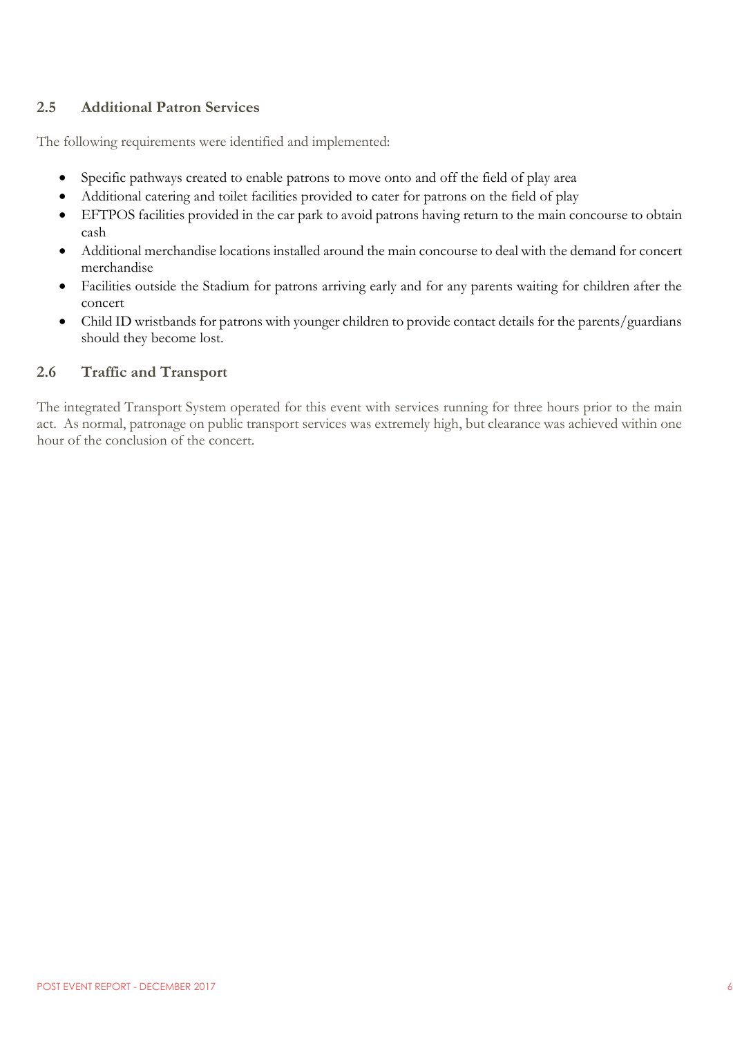### 2.5 Additional Patron Services

The following requirements were identified and implemented:

- Specific pathways created to enable patrons to move onto and off the field of play area
- Additional catering and toilet facilities provided to cater for patrons on the field of play
- EFTPOS facilities provided in the car park to avoid patrons having return to the main concourse to obtain cash
- Additional merchandise locations installed around the main concourse to deal with the demand for concert merchandise
- Facilities outside the Stadium for patrons arriving early and for any parents waiting for children after the concert
- Child ID wristbands for patrons with younger children to provide contact details for the parents/guardians should they become lost.

### 2.6 Traffic and Transport

The integrated Transport System operated for this event with services running for three hours prior to the main act. As normal, patronage on public transport services was extremely high, but clearance was achieved within one hour of the conclusion of the concert.